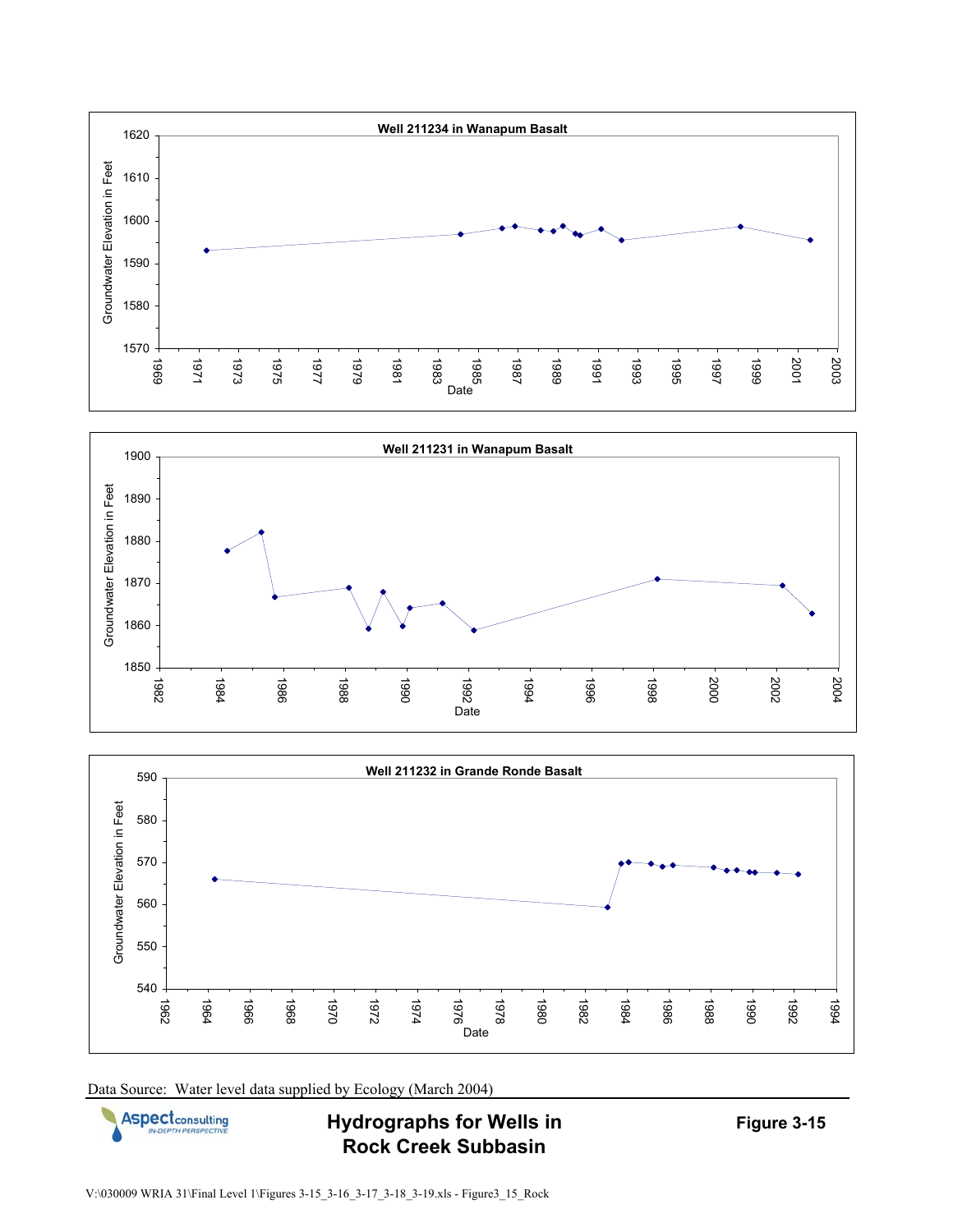**Well 211234 in Wanapum Basalt**

Groundwater Elevation in Feet

Date

**Well 211231 in Wanapum Basalt**

Groundwater Elevation in Feet

Date

**Well 211232 in Grande Ronde Basalt**

Groundwater Elevation in Feet

Date

Data Source: Water level data supplied by Ecology (March 2004)

**Hydrographs for Wells in Rock Creek Subbasin**

**Figure 3-15**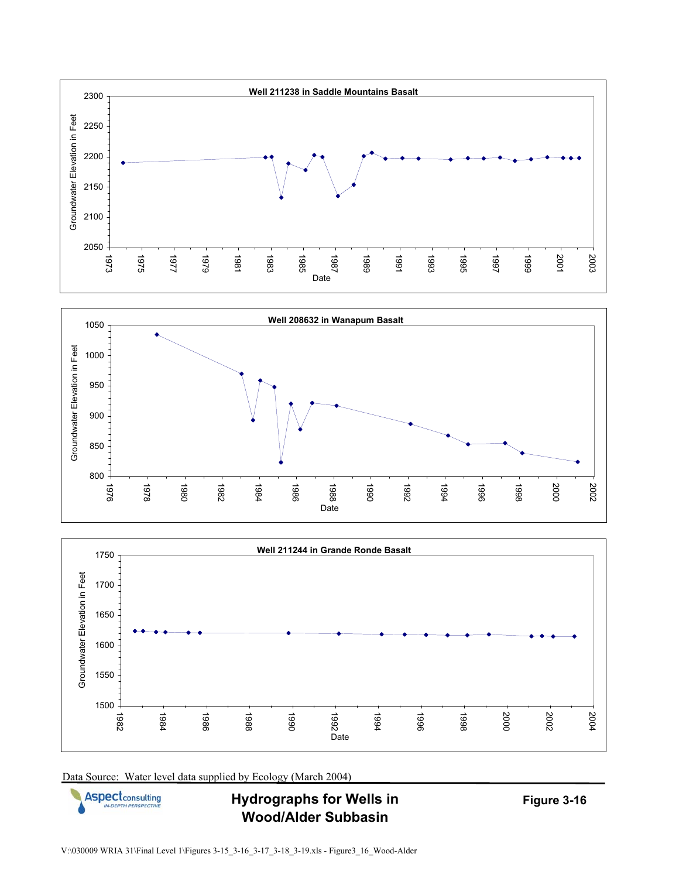**Well 211238 in Saddle Mountains Basalt**

**Well 208632 in Wanapum Basalt**

**Well 211244 in Grande Ronde Basalt**

Data Source: Water level data supplied by Ecology (March 2004)

**Hydrographs for Wells in Wood/Alder Subbasin**

**Figure 3-16**

V:\030009 WRIA 31\Final Level 1\Figures 3-15_3-16_3-17_3-18_3-19.xls - Figure3_16_Wood-Alder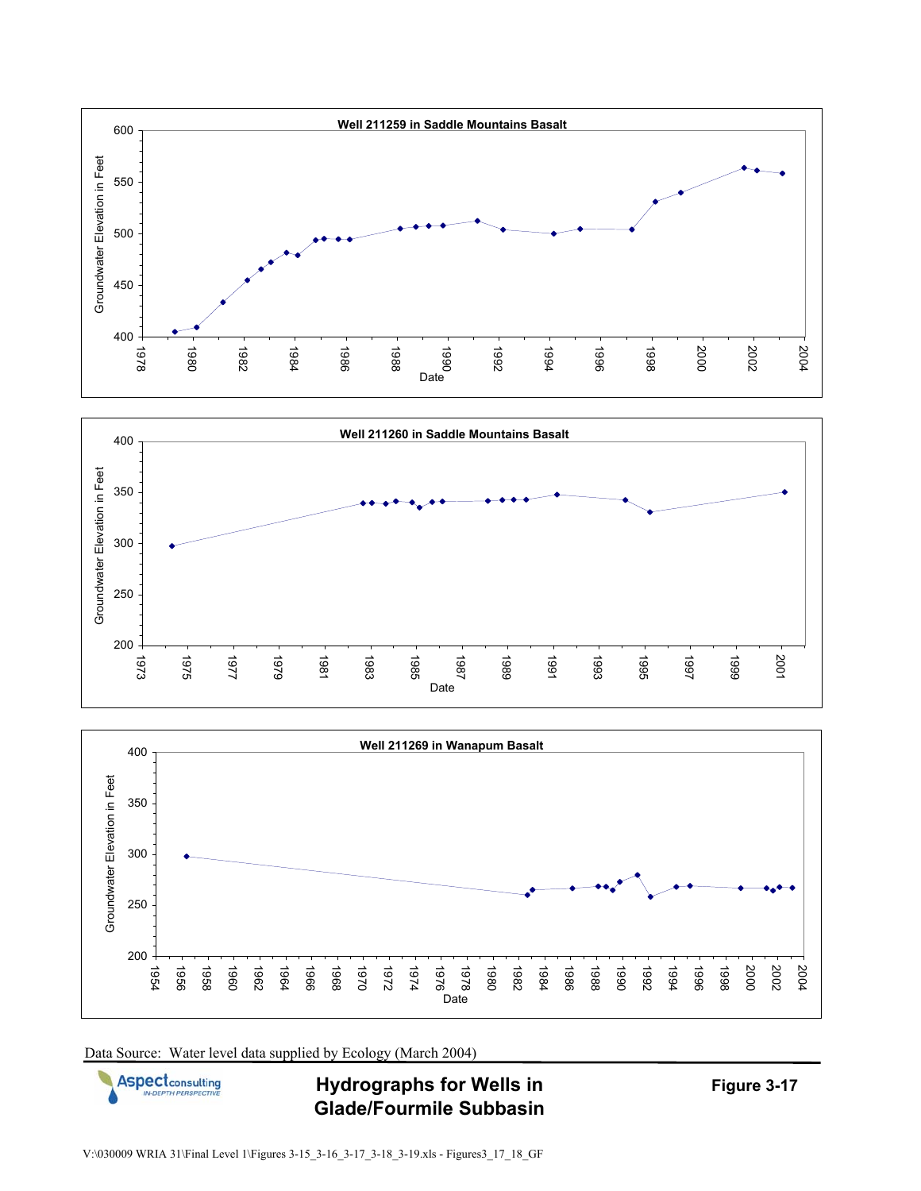**Well 211259 in Saddle Mountains Basalt**

**Well 211260 in Saddle Mountains Basalt**

**Well 211269 in Wanapum Basalt**

Data Source: Water level data supplied by Ecology (March 2004)

**Hydrographs for Wells in Glade/Fourmile Subbasin**

**Figure 3-17**

V:\030009 WRIA 31\Final Level 1\Figures 3-15_3-16_3-17_3-18_3-19.xls - Figures3_17_18_GF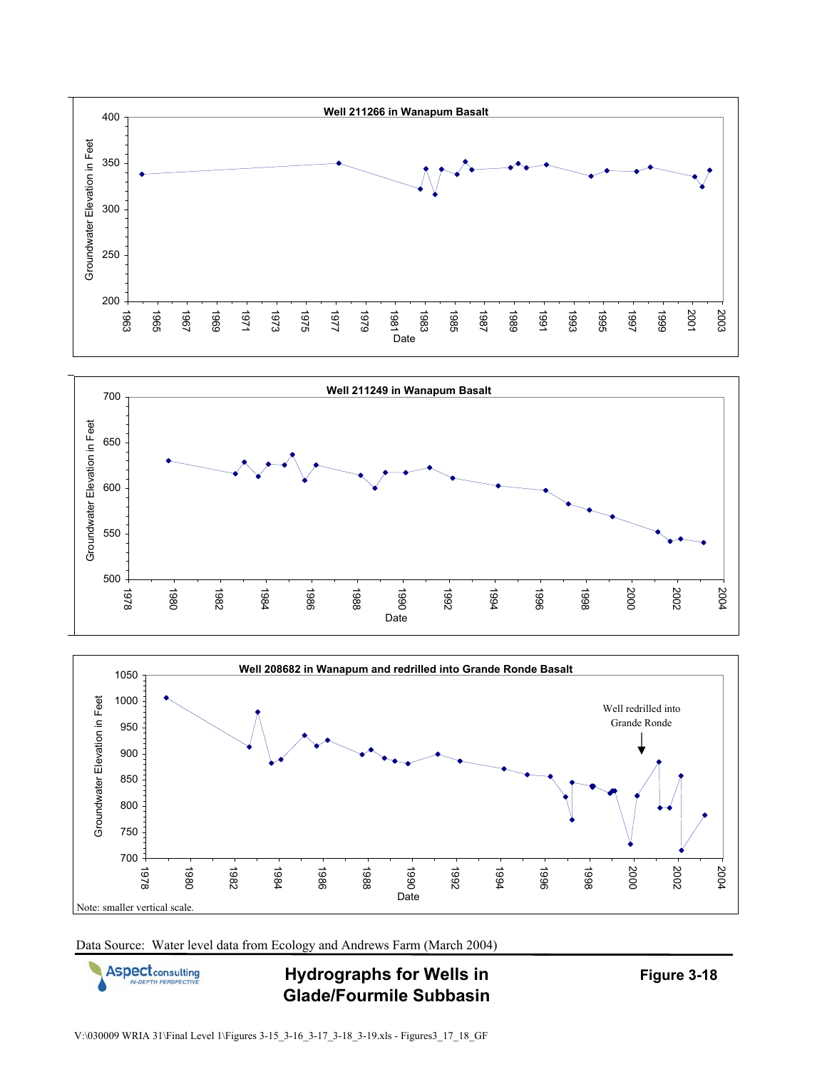**Well 211266 in Wanapum Basalt**

**Well 211249 in Wanapum Basalt**

**Well 208682 in Wanapum and redrilled into Grande Ronde Basalt**

Well redrilled into Grande Ronde

Note: smaller vertical scale.

Data Source: Water level data from Ecology and Andrews Farm (March 2004)

**Hydrographs for Wells in Glade/Fourmile Subbasin**

**Figure 3-18**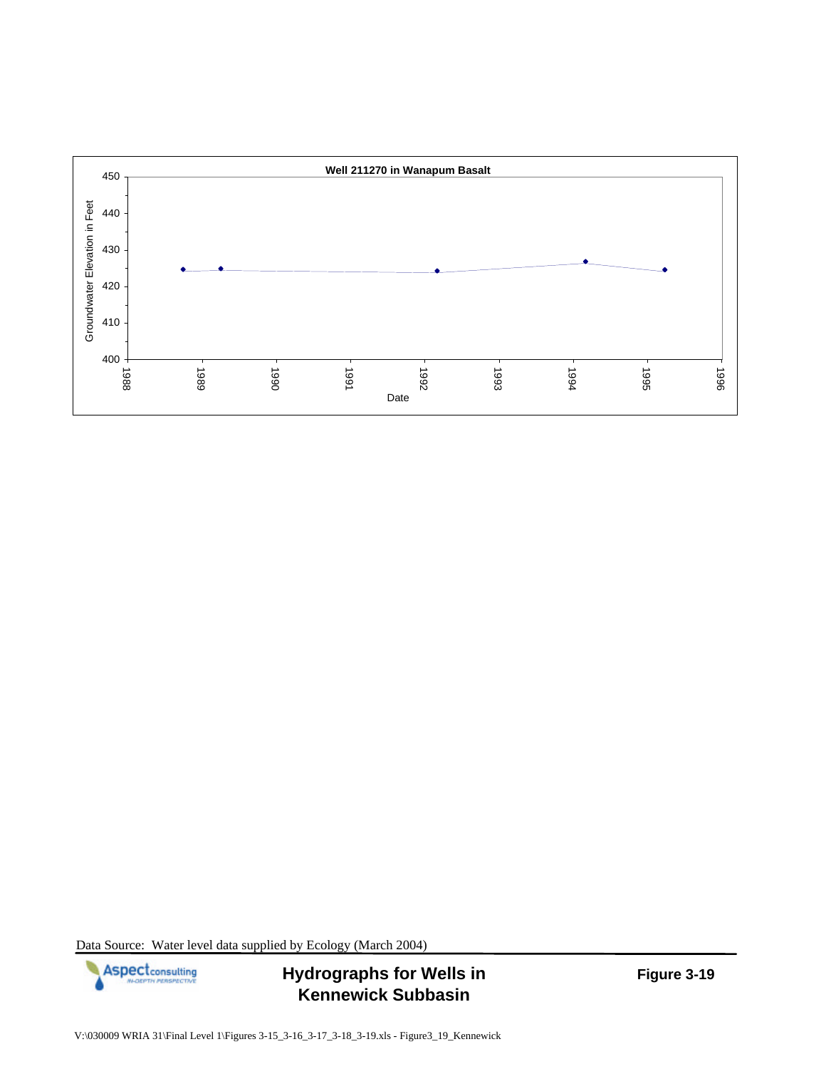Well 211270 in Wanapum Basalt

Groundwater Elevation in Feet

450
440
430
420
410
400

1988
1989
1990
1991
1992
1993
1994
1995
1996

Date

Data Source: Water level data supplied by Ecology (March 2004)

Aspect consulting
IN-DEPTH PERSPECTIVE

**Hydrographs for Wells in Kennewick Subbasin**

**Figure 3-19**

V:\030009 WRIA 31\Final Level 1\Figures 3-15_3-16_3-17_3-18_3-19.xls - Figure3_19_Kennewick